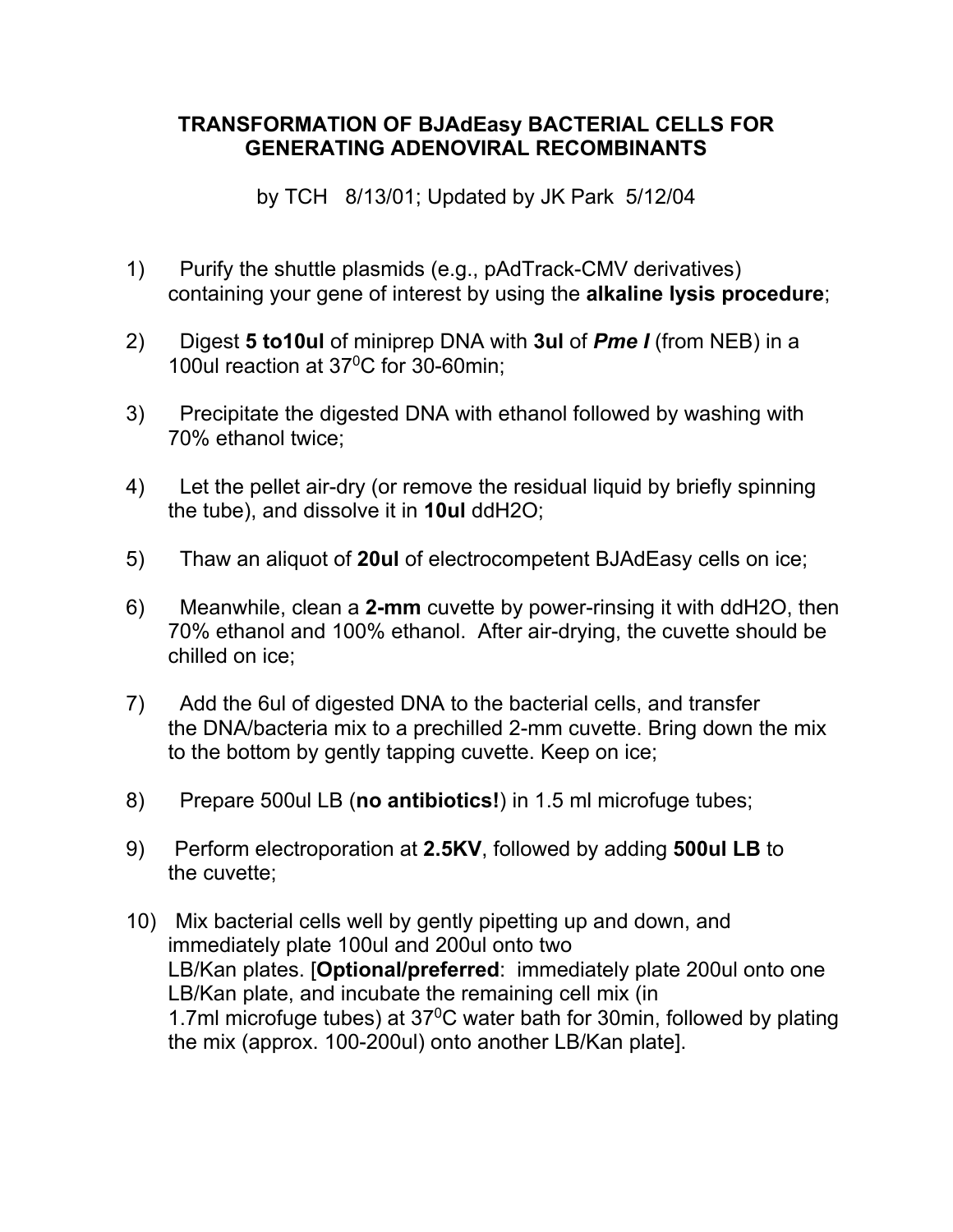# TRANSFORMATION OF BJAdEasy BACTERIAL CELLS FOR GENERATING ADENOVIRAL RECOMBINANTS

by TCH 8/13/01; Updated by JK Park 5/12/04

1) Purify the shuttle plasmids (e.g., pAdTrack-CMV derivatives) containing your gene of interest by using the **alkaline lysis procedure**;

2) Digest **5 to10ul** of miniprep DNA with **3ul** of ***Pme I*** (from NEB) in a 100ul reaction at $37^0$C for 30-60min;

3) Precipitate the digested DNA with ethanol followed by washing with 70% ethanol twice;

4) Let the pellet air-dry (or remove the residual liquid by briefly spinning the tube), and dissolve it in **10ul** ddH2O;

5) Thaw an aliquot of **20ul** of electrocompetent BJAdEasy cells on ice;

6) Meanwhile, clean a **2-mm** cuvette by power-rinsing it with ddH2O, then 70% ethanol and 100% ethanol. After air-drying, the cuvette should be chilled on ice;

7) Add the 6ul of digested DNA to the bacterial cells, and transfer the DNA/bacteria mix to a prechilled 2-mm cuvette. Bring down the mix to the bottom by gently tapping cuvette. Keep on ice;

8) Prepare 500ul LB (**no antibiotics!**) in 1.5 ml microfuge tubes;

9) Perform electroporation at **2.5KV**, followed by adding **500ul LB** to the cuvette;

10) Mix bacterial cells well by gently pipetting up and down, and immediately plate 100ul and 200ul onto two LB/Kan plates. [**Optional/preferred**: immediately plate 200ul onto one LB/Kan plate, and incubate the remaining cell mix (in 1.7ml microfuge tubes) at $37^0$C water bath for 30min, followed by plating the mix (approx. 100-200ul) onto another LB/Kan plate].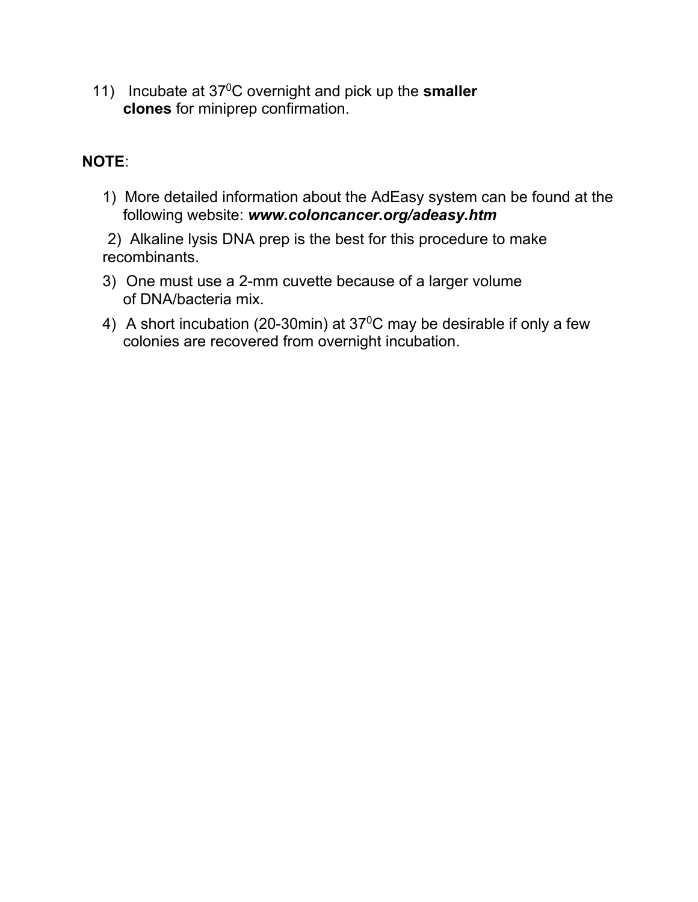11) Incubate at 37$^0$C overnight and pick up the **smaller clones** for miniprep confirmation.

**NOTE**:

1) More detailed information about the AdEasy system can be found at the following website: ***www.coloncancer.org/adeasy.htm***

2) Alkaline lysis DNA prep is the best for this procedure to make recombinants.

3) One must use a 2-mm cuvette because of a larger volume of DNA/bacteria mix.

4) A short incubation (20-30min) at 37$^0$C may be desirable if only a few colonies are recovered from overnight incubation.